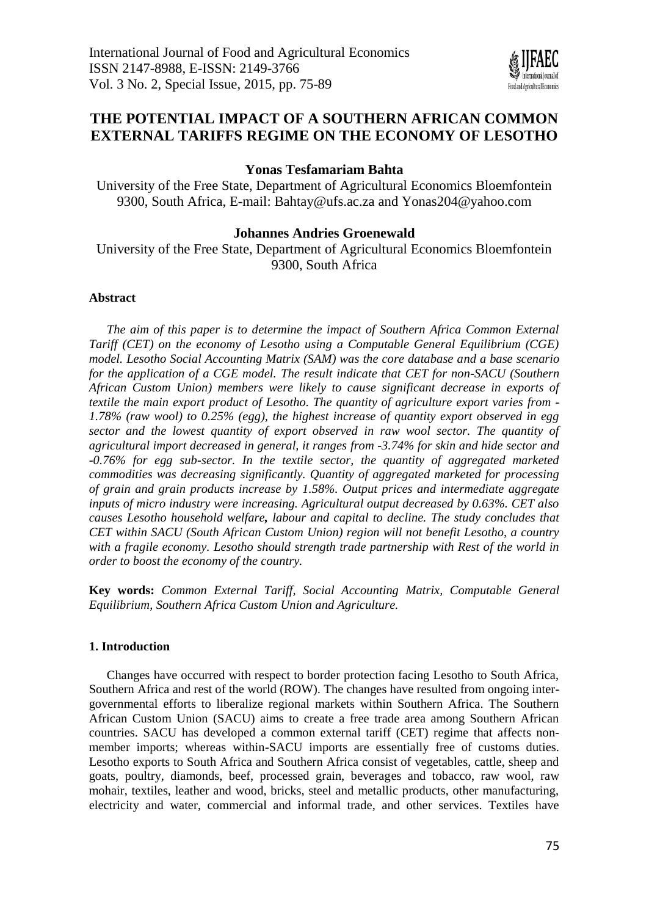# THE POTENTIAL IMPACT OF A SOUTHERN AFRICAN COMMON EXTERNAL TARIFFS REGIME ON THE ECONOMY OF LESOTHO

**Yonas Tesfamariam Bahta**

University of the Free State, Department of Agricultural Economics Bloemfontein 9300, South Africa, E-mail: Bahtay@ufs.ac.za and Yonas204@yahoo.com

**Johannes Andries Groenewald**

University of the Free State, Department of Agricultural Economics Bloemfontein 9300, South Africa

#### Abstract

*The aim of this paper is to determine the impact of Southern Africa Common External Tariff (CET) on the economy of Lesotho using a Computable General Equilibrium (CGE) model. Lesotho Social Accounting Matrix (SAM) was the core database and a base scenario for the application of a CGE model. The result indicate that CET for non-SACU (Southern African Custom Union) members were likely to cause significant decrease in exports of textile the main export product of Lesotho. The quantity of agriculture export varies from -1.78% (raw wool) to 0.25% (egg), the highest increase of quantity export observed in egg sector and the lowest quantity of export observed in raw wool sector. The quantity of agricultural import decreased in general, it ranges from -3.74% for skin and hide sector and -0.76% for egg sub-sector. In the textile sector, the quantity of aggregated marketed commodities was decreasing significantly. Quantity of aggregated marketed for processing of grain and grain products increase by 1.58%. Output prices and intermediate aggregate inputs of micro industry were increasing. Agricultural output decreased by 0.63%. CET also causes Lesotho household welfare,* ***labour and capital to decline. The study concludes that CET within SACU (South African Custom Union) region will not benefit Lesotho, a country with a fragile economy. Lesotho should strength trade partnership with Rest of the world in order to boost the economy of the country.***

**Key words:** *Common External Tariff, Social Accounting Matrix, Computable General Equilibrium, Southern Africa Custom Union and Agriculture.*

#### 1. Introduction

Changes have occurred with respect to border protection facing Lesotho to South Africa, Southern Africa and rest of the world (ROW). The changes have resulted from ongoing inter-governmental efforts to liberalize regional markets within Southern Africa. The Southern African Custom Union (SACU) aims to create a free trade area among Southern African countries. SACU has developed a common external tariff (CET) regime that affects non-member imports; whereas within-SACU imports are essentially free of customs duties. Lesotho exports to South Africa and Southern Africa consist of vegetables, cattle, sheep and goats, poultry, diamonds, beef, processed grain, beverages and tobacco, raw wool, raw mohair, textiles, leather and wood, bricks, steel and metallic products, other manufacturing, electricity and water, commercial and informal trade, and other services. Textiles have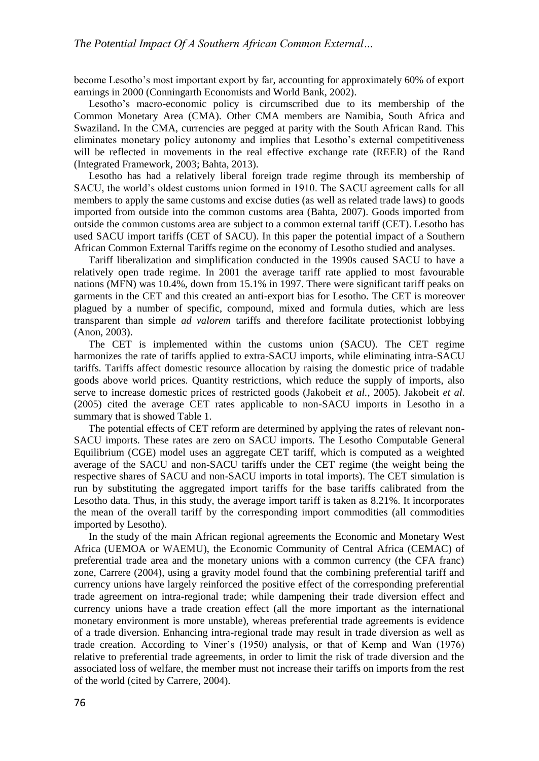become Lesotho's most important export by far, accounting for approximately 60% of export earnings in 2000 (Conningarth Economists and World Bank, 2002).

Lesotho's macro-economic policy is circumscribed due to its membership of the Common Monetary Area (CMA). Other CMA members are Namibia, South Africa and Swaziland**.** In the CMA, currencies are pegged at parity with the South African Rand. This eliminates monetary policy autonomy and implies that Lesotho's external competitiveness will be reflected in movements in the real effective exchange rate (REER) of the Rand (Integrated Framework, 2003; Bahta, 2013).

Lesotho has had a relatively liberal foreign trade regime through its membership of SACU, the world's oldest customs union formed in 1910. The SACU agreement calls for all members to apply the same customs and excise duties (as well as related trade laws) to goods imported from outside into the common customs area (Bahta, 2007). Goods imported from outside the common customs area are subject to a common external tariff (CET). Lesotho has used SACU import tariffs (CET of SACU). In this paper the potential impact of a Southern African Common External Tariffs regime on the economy of Lesotho studied and analyses.

Tariff liberalization and simplification conducted in the 1990s caused SACU to have a relatively open trade regime. In 2001 the average tariff rate applied to most favourable nations (MFN) was 10.4%, down from 15.1% in 1997. There were significant tariff peaks on garments in the CET and this created an anti-export bias for Lesotho. The CET is moreover plagued by a number of specific, compound, mixed and formula duties, which are less transparent than simple *ad valorem* tariffs and therefore facilitate protectionist lobbying (Anon, 2003).

The CET is implemented within the customs union (SACU). The CET regime harmonizes the rate of tariffs applied to extra-SACU imports, while eliminating intra-SACU tariffs. Tariffs affect domestic resource allocation by raising the domestic price of tradable goods above world prices. Quantity restrictions, which reduce the supply of imports, also serve to increase domestic prices of restricted goods (Jakobeit *et al.*, 2005). Jakobeit *et al*. (2005) cited the average CET rates applicable to non-SACU imports in Lesotho in a summary that is showed Table 1.

The potential effects of CET reform are determined by applying the rates of relevant non-SACU imports. These rates are zero on SACU imports. The Lesotho Computable General Equilibrium (CGE) model uses an aggregate CET tariff, which is computed as a weighted average of the SACU and non-SACU tariffs under the CET regime (the weight being the respective shares of SACU and non-SACU imports in total imports). The CET simulation is run by substituting the aggregated import tariffs for the base tariffs calibrated from the Lesotho data. Thus, in this study, the average import tariff is taken as 8.21%. It incorporates the mean of the overall tariff by the corresponding import commodities (all commodities imported by Lesotho).

In the study of the main African regional agreements the Economic and Monetary West Africa (UEMOA or WAEMU), the Economic Community of Central Africa (CEMAC) of preferential trade area and the monetary unions with a common currency (the CFA franc) zone, Carrere (2004), using a gravity model found that the combining preferential tariff and currency unions have largely reinforced the positive effect of the corresponding preferential trade agreement on intra-regional trade; while dampening their trade diversion effect and currency unions have a trade creation effect (all the more important as the international monetary environment is more unstable), whereas preferential trade agreements is evidence of a trade diversion. Enhancing intra-regional trade may result in trade diversion as well as trade creation. According to Viner's (1950) analysis, or that of Kemp and Wan (1976) relative to preferential trade agreements, in order to limit the risk of trade diversion and the associated loss of welfare, the member must not increase their tariffs on imports from the rest of the world (cited by Carrere, 2004).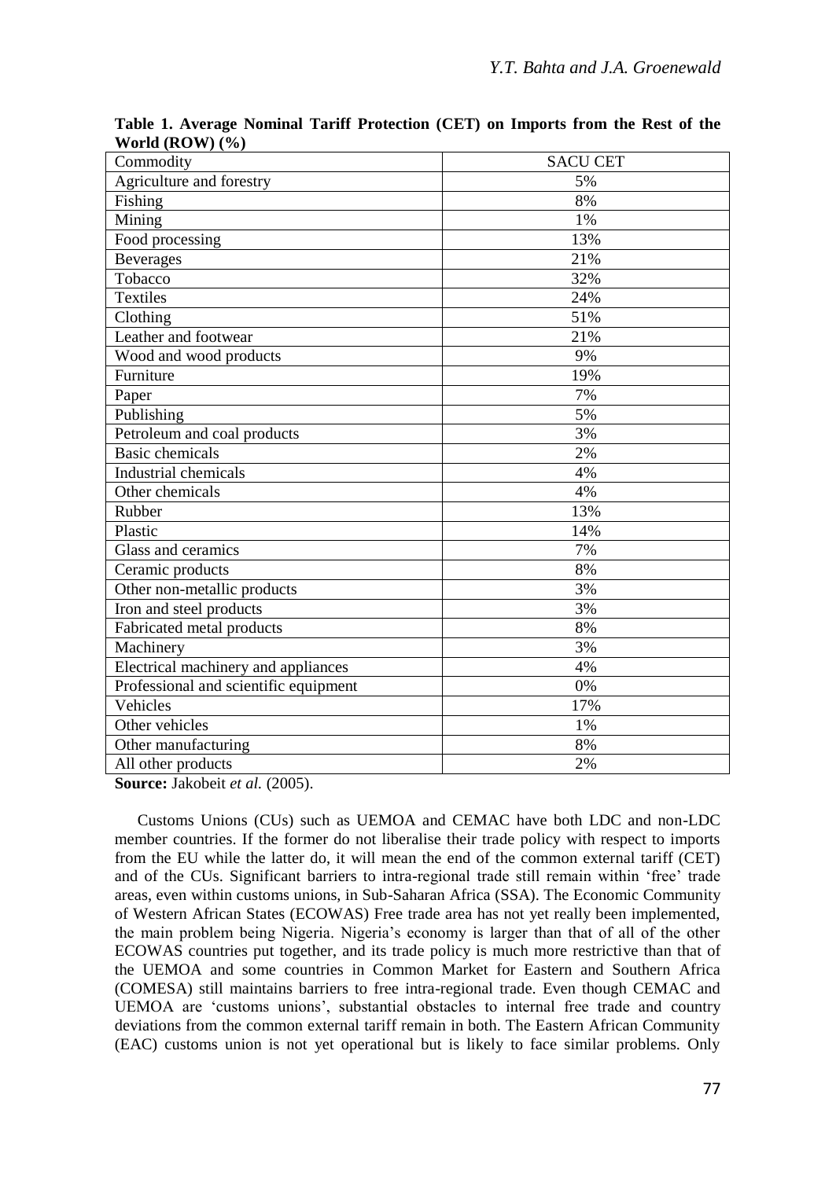**Table 1. Average Nominal Tariff Protection (CET) on Imports from the Rest of the World (ROW) (%)**

| Commodity | SACU CET |
|---|---|
| Agriculture and forestry | 5% |
| Fishing | 8% |
| Mining | 1% |
| Food processing | 13% |
| Beverages | 21% |
| Tobacco | 32% |
| Textiles | 24% |
| Clothing | 51% |
| Leather and footwear | 21% |
| Wood and wood products | 9% |
| Furniture | 19% |
| Paper | 7% |
| Publishing | 5% |
| Petroleum and coal products | 3% |
| Basic chemicals | 2% |
| Industrial chemicals | 4% |
| Other chemicals | 4% |
| Rubber | 13% |
| Plastic | 14% |
| Glass and ceramics | 7% |
| Ceramic products | 8% |
| Other non-metallic products | 3% |
| Iron and steel products | 3% |
| Fabricated metal products | 8% |
| Machinery | 3% |
| Electrical machinery and appliances | 4% |
| Professional and scientific equipment | 0% |
| Vehicles | 17% |
| Other vehicles | 1% |
| Other manufacturing | 8% |
| All other products | 2% |

**Source:** Jakobeit *et al.* (2005).

Customs Unions (CUs) such as UEMOA and CEMAC have both LDC and non-LDC member countries. If the former do not liberalise their trade policy with respect to imports from the EU while the latter do, it will mean the end of the common external tariff (CET) and of the CUs. Significant barriers to intra-regional trade still remain within 'free' trade areas, even within customs unions, in Sub-Saharan Africa (SSA). The Economic Community of Western African States (ECOWAS) Free trade area has not yet really been implemented, the main problem being Nigeria. Nigeria's economy is larger than that of all of the other ECOWAS countries put together, and its trade policy is much more restrictive than that of the UEMOA and some countries in Common Market for Eastern and Southern Africa (COMESA) still maintains barriers to free intra-regional trade. Even though CEMAC and UEMOA are 'customs unions', substantial obstacles to internal free trade and country deviations from the common external tariff remain in both. The Eastern African Community (EAC) customs union is not yet operational but is likely to face similar problems. Only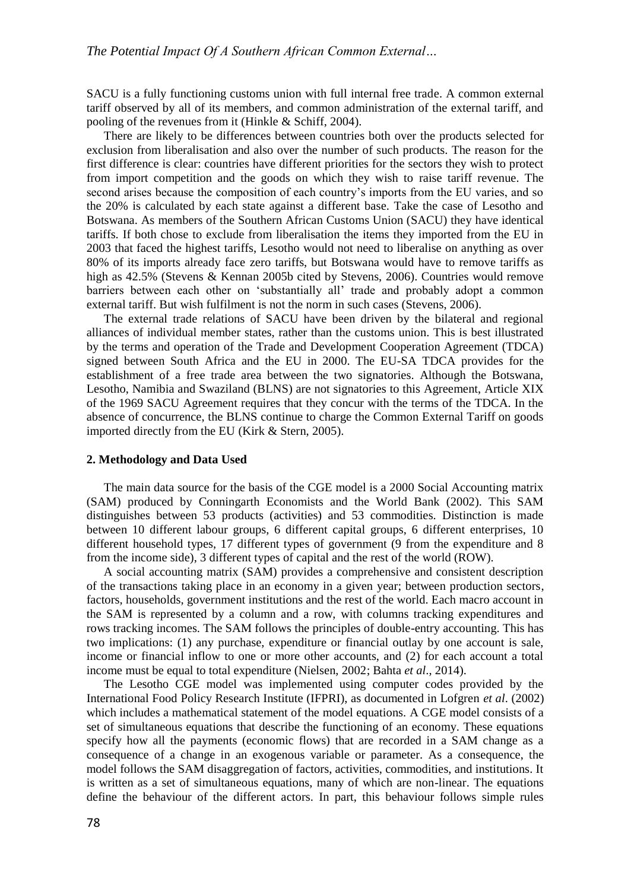SACU is a fully functioning customs union with full internal free trade. A common external tariff observed by all of its members, and common administration of the external tariff, and pooling of the revenues from it (Hinkle & Schiff, 2004).

There are likely to be differences between countries both over the products selected for exclusion from liberalisation and also over the number of such products. The reason for the first difference is clear: countries have different priorities for the sectors they wish to protect from import competition and the goods on which they wish to raise tariff revenue. The second arises because the composition of each country's imports from the EU varies, and so the 20% is calculated by each state against a different base. Take the case of Lesotho and Botswana. As members of the Southern African Customs Union (SACU) they have identical tariffs. If both chose to exclude from liberalisation the items they imported from the EU in 2003 that faced the highest tariffs, Lesotho would not need to liberalise on anything as over 80% of its imports already face zero tariffs, but Botswana would have to remove tariffs as high as 42.5% (Stevens & Kennan 2005b cited by Stevens, 2006). Countries would remove barriers between each other on 'substantially all' trade and probably adopt a common external tariff. But wish fulfilment is not the norm in such cases (Stevens, 2006).

The external trade relations of SACU have been driven by the bilateral and regional alliances of individual member states, rather than the customs union. This is best illustrated by the terms and operation of the Trade and Development Cooperation Agreement (TDCA) signed between South Africa and the EU in 2000. The EU-SA TDCA provides for the establishment of a free trade area between the two signatories. Although the Botswana, Lesotho, Namibia and Swaziland (BLNS) are not signatories to this Agreement, Article XIX of the 1969 SACU Agreement requires that they concur with the terms of the TDCA. In the absence of concurrence, the BLNS continue to charge the Common External Tariff on goods imported directly from the EU (Kirk & Stern, 2005).

## 2. Methodology and Data Used

The main data source for the basis of the CGE model is a 2000 Social Accounting matrix (SAM) produced by Conningarth Economists and the World Bank (2002). This SAM distinguishes between 53 products (activities) and 53 commodities. Distinction is made between 10 different labour groups, 6 different capital groups, 6 different enterprises, 10 different household types, 17 different types of government (9 from the expenditure and 8 from the income side), 3 different types of capital and the rest of the world (ROW).

A social accounting matrix (SAM) provides a comprehensive and consistent description of the transactions taking place in an economy in a given year; between production sectors, factors, households, government institutions and the rest of the world. Each macro account in the SAM is represented by a column and a row, with columns tracking expenditures and rows tracking incomes. The SAM follows the principles of double-entry accounting. This has two implications: (1) any purchase, expenditure or financial outlay by one account is sale, income or financial inflow to one or more other accounts, and (2) for each account a total income must be equal to total expenditure (Nielsen, 2002; Bahta *et al*., 2014).

The Lesotho CGE model was implemented using computer codes provided by the International Food Policy Research Institute (IFPRI), as documented in Lofgren *et al*. (2002) which includes a mathematical statement of the model equations. A CGE model consists of a set of simultaneous equations that describe the functioning of an economy. These equations specify how all the payments (economic flows) that are recorded in a SAM change as a consequence of a change in an exogenous variable or parameter. As a consequence, the model follows the SAM disaggregation of factors, activities, commodities, and institutions. It is written as a set of simultaneous equations, many of which are non-linear. The equations define the behaviour of the different actors. In part, this behaviour follows simple rules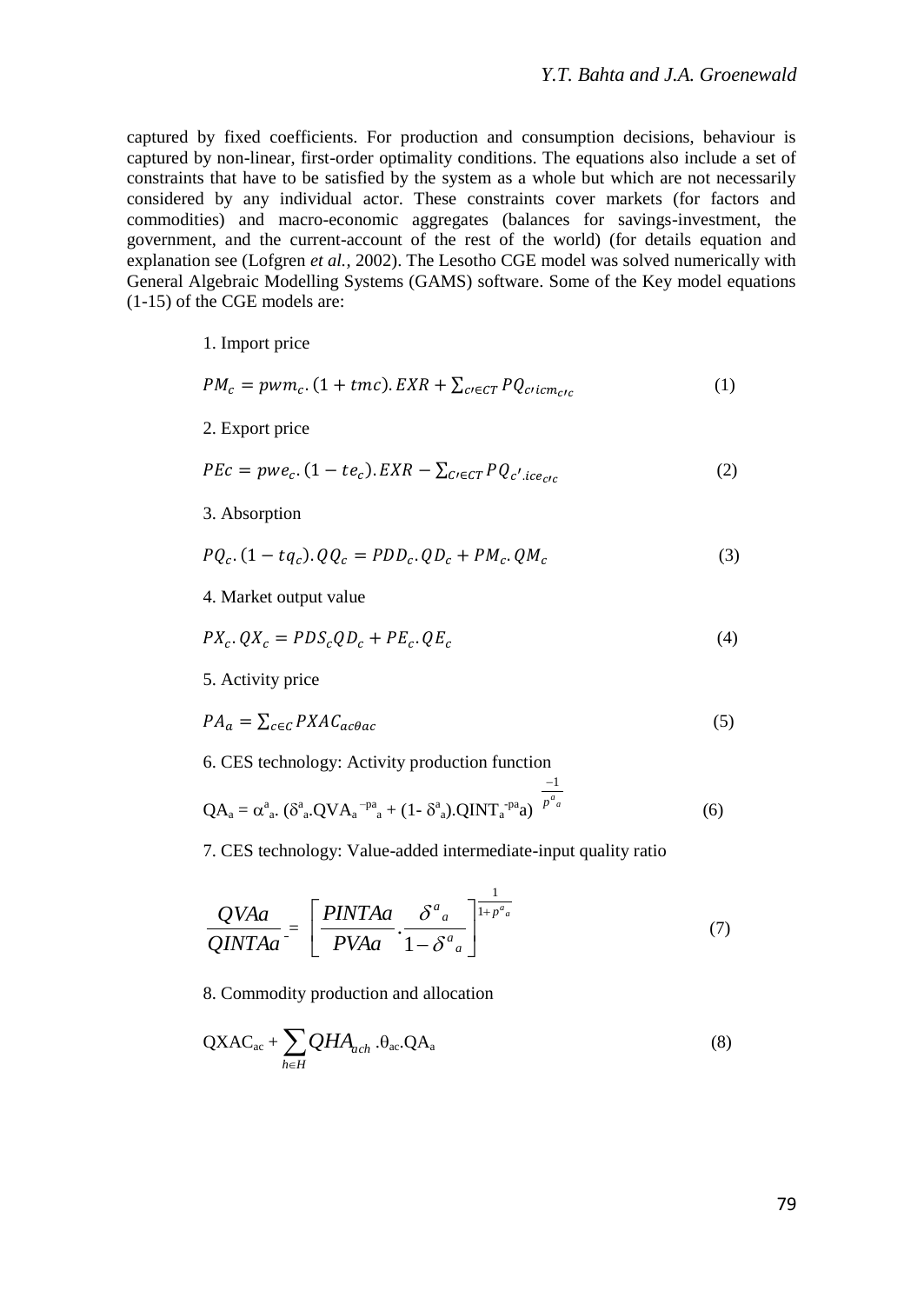captured by fixed coefficients. For production and consumption decisions, behaviour is captured by non-linear, first-order optimality conditions. The equations also include a set of constraints that have to be satisfied by the system as a whole but which are not necessarily considered by any individual actor. These constraints cover markets (for factors and commodities) and macro-economic aggregates (balances for savings-investment, the government, and the current-account of the rest of the world) (for details equation and explanation see (Lofgren *et al.*, 2002). The Lesotho CGE model was solved numerically with General Algebraic Modelling Systems (GAMS) software. Some of the Key model equations (1-15) of the CGE models are:

1. Import price

$$PM_c = pwm_c.(1+tmc).EXR + \sum_{c' \in CT} PQ_{c'icm_{c'c}} \tag{1}$$

2. Export price

$$PEc = pwe_c.(1-te_c).EXR - \sum_{C' \in CT} PQ_{c'.ice_{c'c}} \tag{2}$$

3. Absorption

$$PQ_c.(1-tq_c).QQ_c = PDD_c.QD_c + PM_c.QM_c \tag{3}$$

4. Market output value

$$PX_c.QX_c = PDS_c QD_c + PE_c.QE_c \tag{4}$$

5. Activity price

$$PA_a = \sum_{c \in C} PXAC_{ac\theta ac} \tag{5}$$

6. CES technology: Activity production function

$$QA_a = \alpha^a_a.(\delta^a_a.QVA_a^{-pa}{}_a + (1-\delta^a_a).QINT_a^{-pa}a)^{\frac{-1}{p^a{}_a}} \tag{6}$$

7. CES technology: Value-added intermediate-input quality ratio

$$\frac{QVAa}{QINTAa} = \left[\frac{PINTAa}{PVAa}.\frac{\delta^a{}_a}{1-\delta^a{}_a}\right]^{\frac{1}{1+p^a{}_a}} \tag{7}$$

8. Commodity production and allocation

$$QXAC_{ac} + \sum_{h \in H} QHA_{ach}.\theta_{ac}.QA_a \tag{8}$$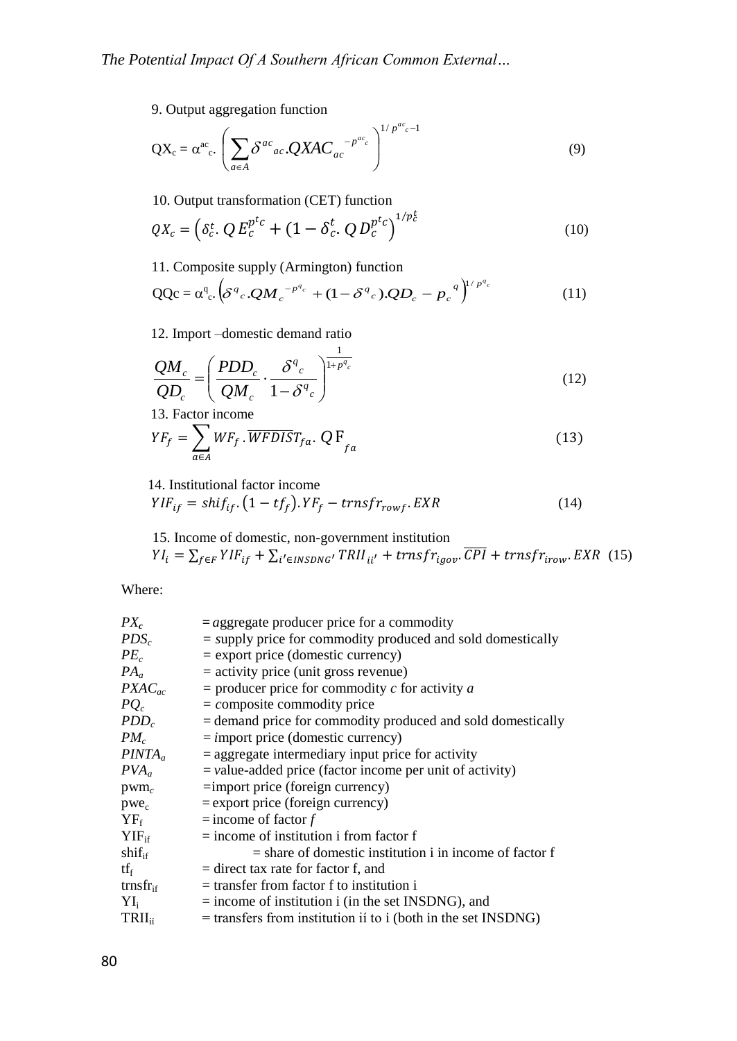9. Output aggregation function

$$\text{QX}_c = \alpha^{ac}{}_c . \left( \sum_{a \in A} \delta^{ac}{}_{ac} . QXAC_{ac}{}^{-p^{ac}{}_c} \right)^{1/p^{ac}{}_c - 1} \tag{9}$$

10. Output transformation (CET) function

$$QX_c = \left( \delta_c^t . QE_c^{p^t c} + (1 - \delta_c^t . QD_c^{p^t c} \right)^{1/p_c^t} \tag{10}$$

11. Composite supply (Armington) function

$$\text{QQc} = \alpha^q{}_c . \left( \delta^q{}_c . QM_c{}^{-p^q{}_c} + (1 - \delta^q{}_c) . QD_c - p_c{}^q \right)^{1/p^q{}_c} \tag{11}$$

12. Import –domestic demand ratio

$$\frac{QM_c}{QD_c} = \left( \frac{PDD_c}{QM_c} \cdot \frac{\delta^q{}_c}{1 - \delta^q{}_c} \right)^{\frac{1}{1 + p^q{}_c}} \tag{12}$$

13. Factor income

$$YF_f = \sum_{a \in A} WF_f . \overline{WFDIST}_{fa} . \, QF_{fa} \tag{13}$$

14. Institutional factor income

$$YIF_{if} = shif_{if} . \left( 1 - tf_f \right) . YF_f - trnsfr_{rowf} . EXR \tag{14}$$

15. Income of domestic, non-government institution

$$YI_i = \sum_{f \in F} YIF_{if} + \sum_{i' \in INSDNG'} TRII_{ii'} + trnsfr_{igov} . \overline{CPI} + trnsfr_{irow} . EXR \tag{15}$$

Where:

| | |
|---|---|
| $PX_c$ | = aggregate producer price for a commodity |
| $PDS_c$ | = supply price for commodity produced and sold domestically |
| $PE_c$ | = export price (domestic currency) |
| $PA_a$ | = activity price (unit gross revenue) |
| $PXAC_{ac}$ | = producer price for commodity *c* for activity *a* |
| $PQ_c$ | = composite commodity price |
| $PDD_c$ | = demand price for commodity produced and sold domestically |
| $PM_c$ | = import price (domestic currency) |
| $PINTA_a$ | = aggregate intermediary input price for activity |
| $PVA_a$ | = value-added price (factor income per unit of activity) |
| $pwm_c$ | = import price (foreign currency) |
| $pwe_c$ | = export price (foreign currency) |
| $YF_f$ | = income of factor *f* |
| $YIF_{if}$ | = income of institution i from factor f |
| $shif_{if}$ | = share of domestic institution i in income of factor f |
| $tf_f$ | = direct tax rate for factor f, and |
| $trnsfr_{if}$ | = transfer from factor f to institution i |
| $YI_i$ | = income of institution i (in the set INSDNG), and |
| $TRII_{ii}$ | = transfers from institution ií to i (both in the set INSDNG) |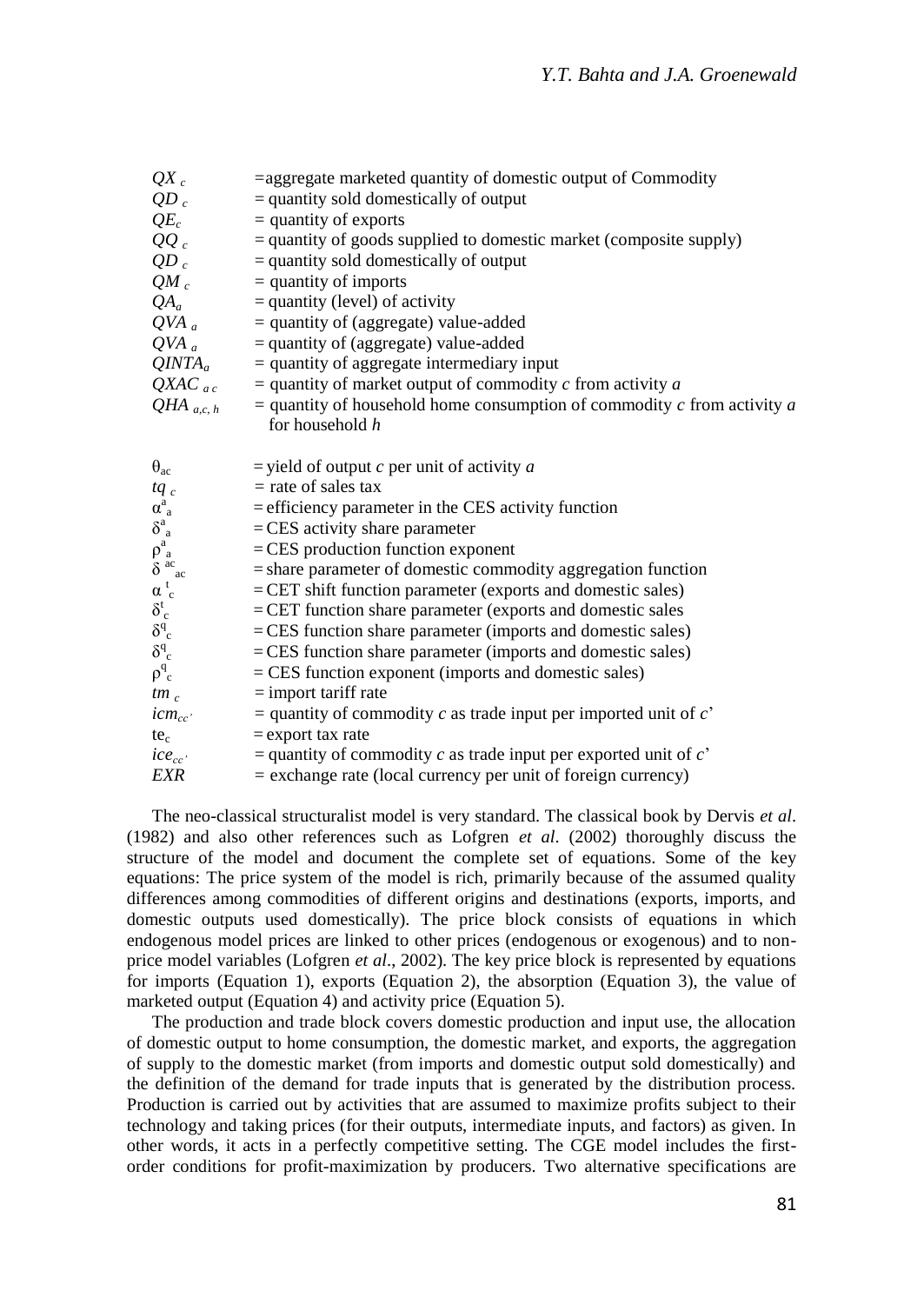$QX_c$ =aggregate marketed quantity of domestic output of Commodity
$QD_c$ = quantity sold domestically of output
$QE_c$ = quantity of exports
$QQ_c$ = quantity of goods supplied to domestic market (composite supply)
$QD_c$ = quantity sold domestically of output
$QM_c$ = quantity of imports
$QA_a$ = quantity (level) of activity
$QVA_a$ = quantity of (aggregate) value-added
$QVA_a$ = quantity of (aggregate) value-added
$QINTA_a$ = quantity of aggregate intermediary input
$QXAC_{ac}$ = quantity of market output of commodity *c* from activity *a*
$QHA_{a,c,h}$ = quantity of household home consumption of commodity *c* from activity *a* for household *h*

$\theta_{ac}$ = yield of output *c* per unit of activity *a*
$tq_c$ = rate of sales tax
$\alpha^a_a$ = efficiency parameter in the CES activity function
$\delta^a_a$ = CES activity share parameter
$\rho^a_a$ = CES production function exponent
$\delta^{ac}_{ac}$ = share parameter of domestic commodity aggregation function
$\alpha^t_c$ = CET shift function parameter (exports and domestic sales)
$\delta^t_c$ = CET function share parameter (exports and domestic sales
$\delta^q_c$ = CES function share parameter (imports and domestic sales)
$\delta^q_c$ = CES function share parameter (imports and domestic sales)
$\rho^q_c$ = CES function exponent (imports and domestic sales)
$tm_c$ = import tariff rate
$icm_{cc'}$ = quantity of commodity *c* as trade input per imported unit of *c*'
$te_c$ = export tax rate
$ice_{cc'}$ = quantity of commodity *c* as trade input per exported unit of *c*'
$EXR$ = exchange rate (local currency per unit of foreign currency)

The neo-classical structuralist model is very standard. The classical book by Dervis *et al*. (1982) and also other references such as Lofgren *et al*. (2002) thoroughly discuss the structure of the model and document the complete set of equations. Some of the key equations: The price system of the model is rich, primarily because of the assumed quality differences among commodities of different origins and destinations (exports, imports, and domestic outputs used domestically). The price block consists of equations in which endogenous model prices are linked to other prices (endogenous or exogenous) and to non-price model variables (Lofgren *et al*., 2002). The key price block is represented by equations for imports (Equation 1), exports (Equation 2), the absorption (Equation 3), the value of marketed output (Equation 4) and activity price (Equation 5).

The production and trade block covers domestic production and input use, the allocation of domestic output to home consumption, the domestic market, and exports, the aggregation of supply to the domestic market (from imports and domestic output sold domestically) and the definition of the demand for trade inputs that is generated by the distribution process. Production is carried out by activities that are assumed to maximize profits subject to their technology and taking prices (for their outputs, intermediate inputs, and factors) as given. In other words, it acts in a perfectly competitive setting. The CGE model includes the first-order conditions for profit-maximization by producers. Two alternative specifications are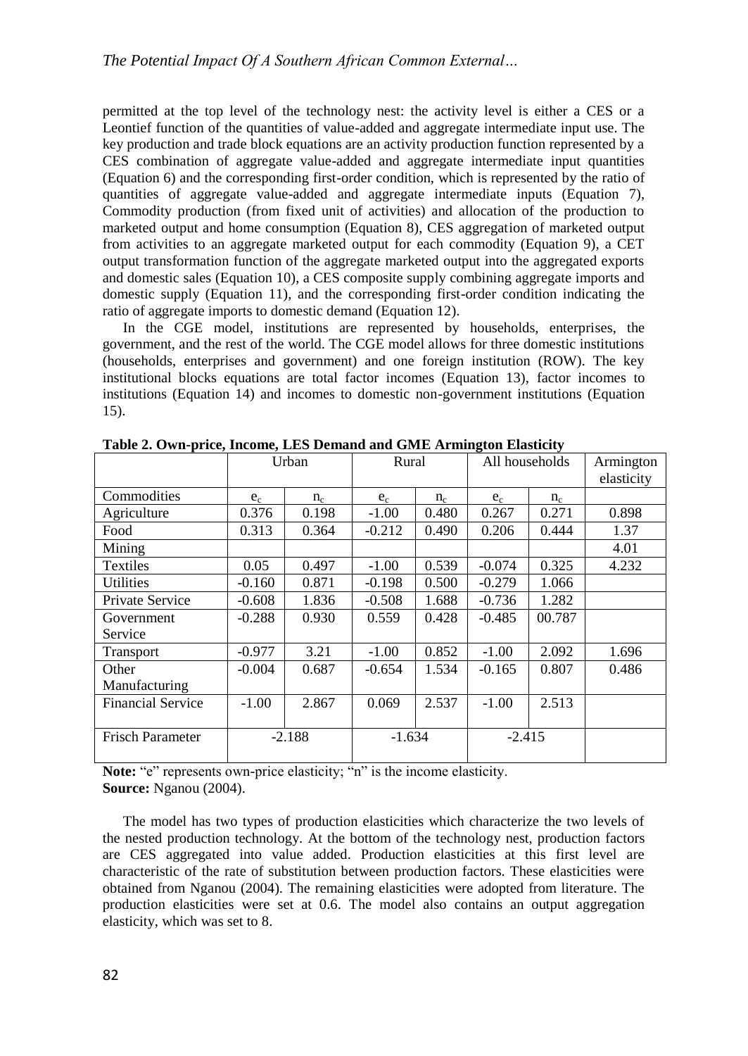permitted at the top level of the technology nest: the activity level is either a CES or a Leontief function of the quantities of value-added and aggregate intermediate input use. The key production and trade block equations are an activity production function represented by a CES combination of aggregate value-added and aggregate intermediate input quantities (Equation 6) and the corresponding first-order condition, which is represented by the ratio of quantities of aggregate value-added and aggregate intermediate inputs (Equation 7), Commodity production (from fixed unit of activities) and allocation of the production to marketed output and home consumption (Equation 8), CES aggregation of marketed output from activities to an aggregate marketed output for each commodity (Equation 9), a CET output transformation function of the aggregate marketed output into the aggregated exports and domestic sales (Equation 10), a CES composite supply combining aggregate imports and domestic supply (Equation 11), and the corresponding first-order condition indicating the ratio of aggregate imports to domestic demand (Equation 12).

In the CGE model, institutions are represented by households, enterprises, the government, and the rest of the world. The CGE model allows for three domestic institutions (households, enterprises and government) and one foreign institution (ROW). The key institutional blocks equations are total factor incomes (Equation 13), factor incomes to institutions (Equation 14) and incomes to domestic non-government institutions (Equation 15).

**Table 2. Own-price, Income, LES Demand and GME Armington Elasticity**

| | Urban | | Rural | | All households | | Armington elasticity |
|---|---|---|---|---|---|---|---|
| Commodities | $e_c$ | $n_c$ | $e_c$ | $n_c$ | $e_c$ | $n_c$ | |
| Agriculture | 0.376 | 0.198 | -1.00 | 0.480 | 0.267 | 0.271 | 0.898 |
| Food | 0.313 | 0.364 | -0.212 | 0.490 | 0.206 | 0.444 | 1.37 |
| Mining | | | | | | | 4.01 |
| Textiles | 0.05 | 0.497 | -1.00 | 0.539 | -0.074 | 0.325 | 4.232 |
| Utilities | -0.160 | 0.871 | -0.198 | 0.500 | -0.279 | 1.066 | |
| Private Service | -0.608 | 1.836 | -0.508 | 1.688 | -0.736 | 1.282 | |
| Government Service | -0.288 | 0.930 | 0.559 | 0.428 | -0.485 | 00.787 | |
| Transport | -0.977 | 3.21 | -1.00 | 0.852 | -1.00 | 2.092 | 1.696 |
| Other Manufacturing | -0.004 | 0.687 | -0.654 | 1.534 | -0.165 | 0.807 | 0.486 |
| Financial Service | -1.00 | 2.867 | 0.069 | 2.537 | -1.00 | 2.513 | |
| Frisch Parameter | -2.188 | | -1.634 | | -2.415 | | |

**Note:** "e" represents own-price elasticity; "n" is the income elasticity.
**Source:** Nganou (2004).

The model has two types of production elasticities which characterize the two levels of the nested production technology. At the bottom of the technology nest, production factors are CES aggregated into value added. Production elasticities at this first level are characteristic of the rate of substitution between production factors. These elasticities were obtained from Nganou (2004). The remaining elasticities were adopted from literature. The production elasticities were set at 0.6. The model also contains an output aggregation elasticity, which was set to 8.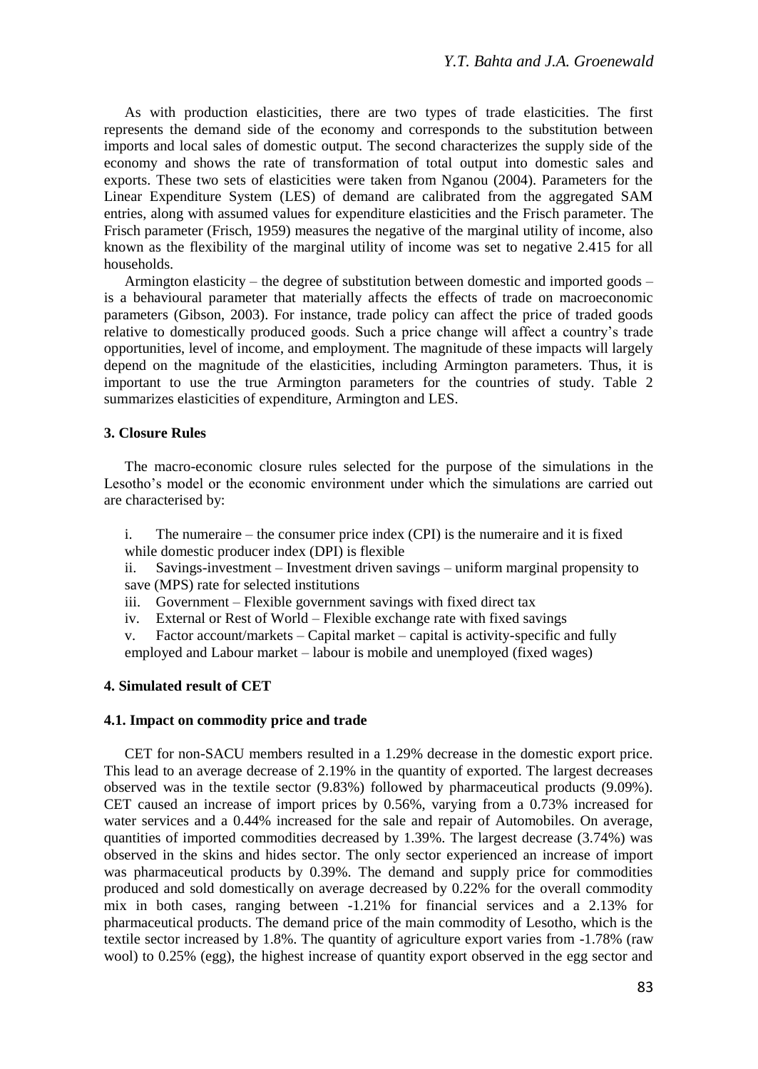As with production elasticities, there are two types of trade elasticities. The first represents the demand side of the economy and corresponds to the substitution between imports and local sales of domestic output. The second characterizes the supply side of the economy and shows the rate of transformation of total output into domestic sales and exports. These two sets of elasticities were taken from Nganou (2004). Parameters for the Linear Expenditure System (LES) of demand are calibrated from the aggregated SAM entries, along with assumed values for expenditure elasticities and the Frisch parameter. The Frisch parameter (Frisch, 1959) measures the negative of the marginal utility of income, also known as the flexibility of the marginal utility of income was set to negative 2.415 for all households.

Armington elasticity – the degree of substitution between domestic and imported goods – is a behavioural parameter that materially affects the effects of trade on macroeconomic parameters (Gibson, 2003). For instance, trade policy can affect the price of traded goods relative to domestically produced goods. Such a price change will affect a country's trade opportunities, level of income, and employment. The magnitude of these impacts will largely depend on the magnitude of the elasticities, including Armington parameters. Thus, it is important to use the true Armington parameters for the countries of study. Table 2 summarizes elasticities of expenditure, Armington and LES.

### 3. Closure Rules

The macro-economic closure rules selected for the purpose of the simulations in the Lesotho's model or the economic environment under which the simulations are carried out are characterised by:

i. The numeraire – the consumer price index (CPI) is the numeraire and it is fixed while domestic producer index (DPI) is flexible

ii. Savings-investment – Investment driven savings – uniform marginal propensity to save (MPS) rate for selected institutions

iii. Government – Flexible government savings with fixed direct tax

iv. External or Rest of World – Flexible exchange rate with fixed savings

v. Factor account/markets – Capital market – capital is activity-specific and fully employed and Labour market – labour is mobile and unemployed (fixed wages)

### 4. Simulated result of CET

#### 4.1. Impact on commodity price and trade

CET for non-SACU members resulted in a 1.29% decrease in the domestic export price. This lead to an average decrease of 2.19% in the quantity of exported. The largest decreases observed was in the textile sector (9.83%) followed by pharmaceutical products (9.09%). CET caused an increase of import prices by 0.56%, varying from a 0.73% increased for water services and a 0.44% increased for the sale and repair of Automobiles. On average, quantities of imported commodities decreased by 1.39%. The largest decrease (3.74%) was observed in the skins and hides sector. The only sector experienced an increase of import was pharmaceutical products by 0.39%. The demand and supply price for commodities produced and sold domestically on average decreased by 0.22% for the overall commodity mix in both cases, ranging between -1.21% for financial services and a 2.13% for pharmaceutical products. The demand price of the main commodity of Lesotho, which is the textile sector increased by 1.8%. The quantity of agriculture export varies from -1.78% (raw wool) to 0.25% (egg), the highest increase of quantity export observed in the egg sector and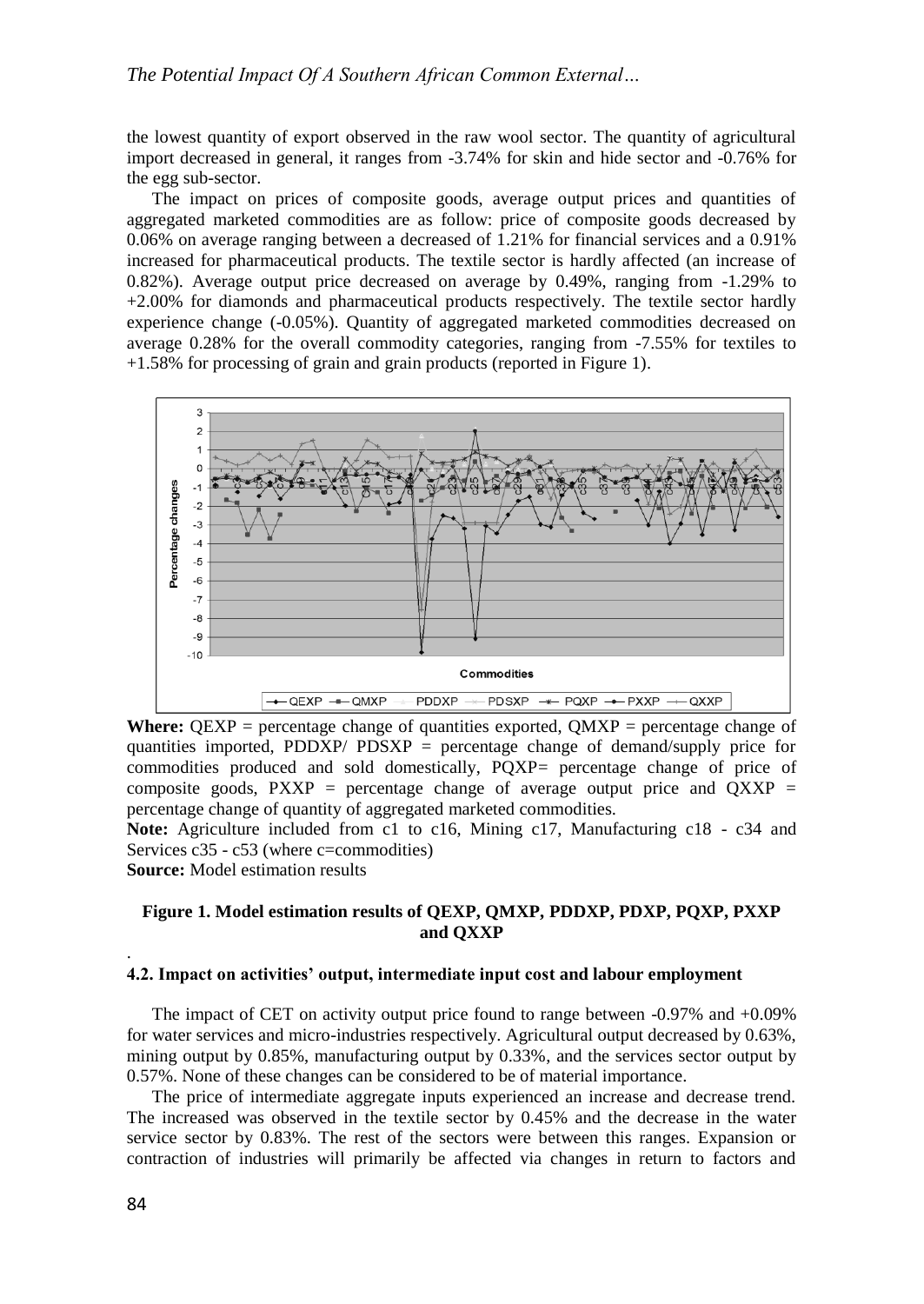the lowest quantity of export observed in the raw wool sector. The quantity of agricultural import decreased in general, it ranges from -3.74% for skin and hide sector and -0.76% for the egg sub-sector.

The impact on prices of composite goods, average output prices and quantities of aggregated marketed commodities are as follow: price of composite goods decreased by 0.06% on average ranging between a decreased of 1.21% for financial services and a 0.91% increased for pharmaceutical products. The textile sector is hardly affected (an increase of 0.82%). Average output price decreased on average by 0.49%, ranging from -1.29% to +2.00% for diamonds and pharmaceutical products respectively. The textile sector hardly experience change (-0.05%). Quantity of aggregated marketed commodities decreased on average 0.28% for the overall commodity categories, ranging from -7.55% for textiles to +1.58% for processing of grain and grain products (reported in Figure 1).

**Where:** QEXP = percentage change of quantities exported, QMXP = percentage change of quantities imported, PDDXP/ PDSXP = percentage change of demand/supply price for commodities produced and sold domestically, PQXP= percentage change of price of composite goods, PXXP = percentage change of average output price and QXXP = percentage change of quantity of aggregated marketed commodities.

**Note:** Agriculture included from c1 to c16, Mining c17, Manufacturing c18 - c34 and Services c35 - c53 (where c=commodities)

**Source:** Model estimation results

**Figure 1. Model estimation results of QEXP, QMXP, PDDXP, PDXP, PQXP, PXXP and QXXP**

### 4.2. Impact on activities' output, intermediate input cost and labour employment

The impact of CET on activity output price found to range between -0.97% and +0.09% for water services and micro-industries respectively. Agricultural output decreased by 0.63%, mining output by 0.85%, manufacturing output by 0.33%, and the services sector output by 0.57%. None of these changes can be considered to be of material importance.

The price of intermediate aggregate inputs experienced an increase and decrease trend. The increased was observed in the textile sector by 0.45% and the decrease in the water service sector by 0.83%. The rest of the sectors were between this ranges. Expansion or contraction of industries will primarily be affected via changes in return to factors and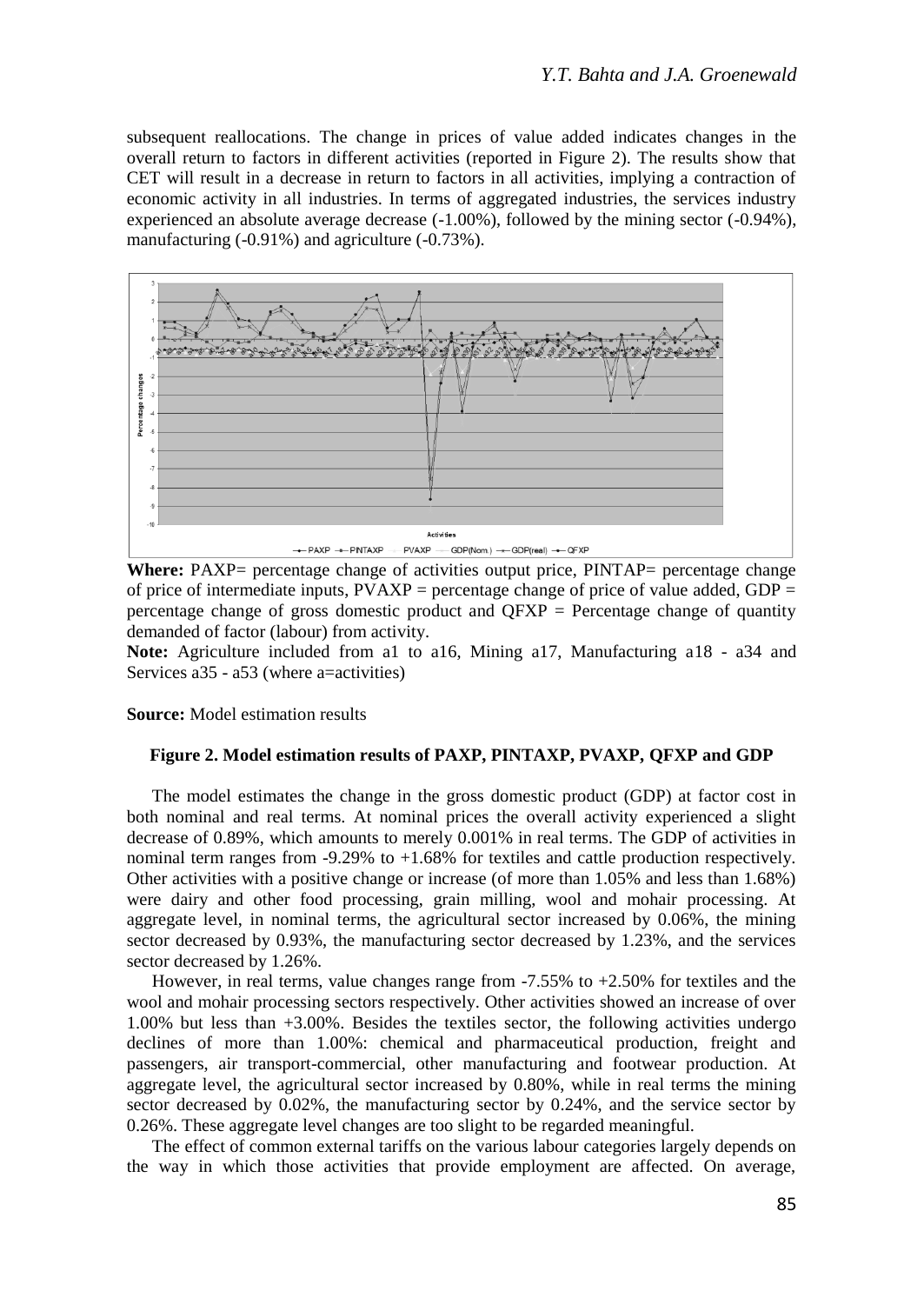subsequent reallocations. The change in prices of value added indicates changes in the overall return to factors in different activities (reported in Figure 2). The results show that CET will result in a decrease in return to factors in all activities, implying a contraction of economic activity in all industries. In terms of aggregated industries, the services industry experienced an absolute average decrease (-1.00%), followed by the mining sector (-0.94%), manufacturing (-0.91%) and agriculture (-0.73%).

**Where:** PAXP= percentage change of activities output price, PINTAP= percentage change of price of intermediate inputs, PVAXP = percentage change of price of value added, GDP = percentage change of gross domestic product and QFXP = Percentage change of quantity demanded of factor (labour) from activity.

**Note:** Agriculture included from a1 to a16, Mining a17, Manufacturing a18 - a34 and Services a35 - a53 (where a=activities)

**Source:** Model estimation results

**Figure 2. Model estimation results of PAXP, PINTAXP, PVAXP, QFXP and GDP**

The model estimates the change in the gross domestic product (GDP) at factor cost in both nominal and real terms. At nominal prices the overall activity experienced a slight decrease of 0.89%, which amounts to merely 0.001% in real terms. The GDP of activities in nominal term ranges from -9.29% to +1.68% for textiles and cattle production respectively. Other activities with a positive change or increase (of more than 1.05% and less than 1.68%) were dairy and other food processing, grain milling, wool and mohair processing. At aggregate level, in nominal terms, the agricultural sector increased by 0.06%, the mining sector decreased by 0.93%, the manufacturing sector decreased by 1.23%, and the services sector decreased by 1.26%.

However, in real terms, value changes range from -7.55% to +2.50% for textiles and the wool and mohair processing sectors respectively. Other activities showed an increase of over 1.00% but less than +3.00%. Besides the textiles sector, the following activities undergo declines of more than 1.00%: chemical and pharmaceutical production, freight and passengers, air transport-commercial, other manufacturing and footwear production. At aggregate level, the agricultural sector increased by 0.80%, while in real terms the mining sector decreased by 0.02%, the manufacturing sector by 0.24%, and the service sector by 0.26%. These aggregate level changes are too slight to be regarded meaningful.

The effect of common external tariffs on the various labour categories largely depends on the way in which those activities that provide employment are affected. On average,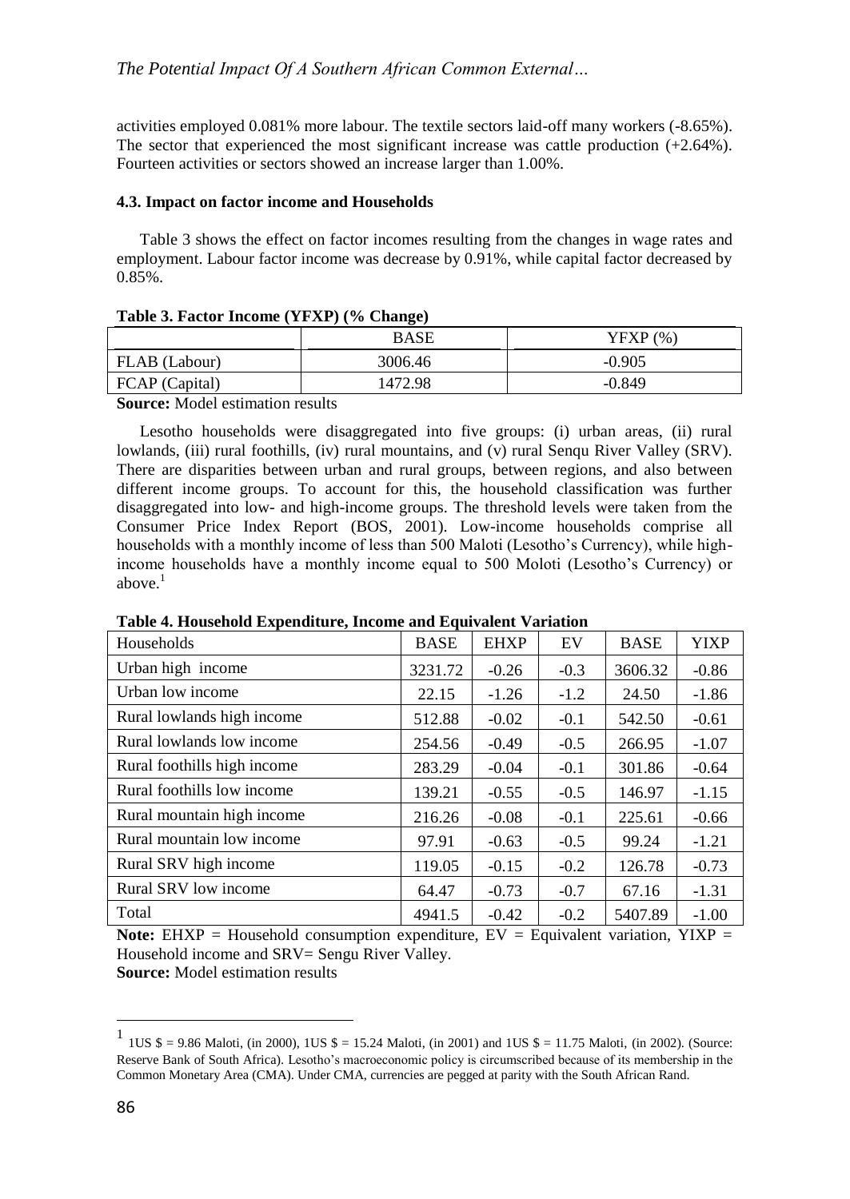activities employed 0.081% more labour. The textile sectors laid-off many workers (-8.65%). The sector that experienced the most significant increase was cattle production (+2.64%). Fourteen activities or sectors showed an increase larger than 1.00%.

### 4.3. Impact on factor income and Households

Table 3 shows the effect on factor incomes resulting from the changes in wage rates and employment. Labour factor income was decrease by 0.91%, while capital factor decreased by 0.85%.

**Table 3. Factor Income (YFXP) (% Change)**

| | BASE | YFXP (%) |
|---|---|---|
| FLAB (Labour) | 3006.46 | -0.905 |
| FCAP (Capital) | 1472.98 | -0.849 |

**Source:** Model estimation results

Lesotho households were disaggregated into five groups: (i) urban areas, (ii) rural lowlands, (iii) rural foothills, (iv) rural mountains, and (v) rural Senqu River Valley (SRV). There are disparities between urban and rural groups, between regions, and also between different income groups. To account for this, the household classification was further disaggregated into low- and high-income groups. The threshold levels were taken from the Consumer Price Index Report (BOS, 2001). Low-income households comprise all households with a monthly income of less than 500 Maloti (Lesotho's Currency), while high-income households have a monthly income equal to 500 Moloti (Lesotho's Currency) or above.[1]

**Table 4. Household Expenditure, Income and Equivalent Variation**

| Households | BASE | EHXP | EV | BASE | YIXP |
|---|---|---|---|---|---|
| Urban high income | 3231.72 | -0.26 | -0.3 | 3606.32 | -0.86 |
| Urban low income | 22.15 | -1.26 | -1.2 | 24.50 | -1.86 |
| Rural lowlands high income | 512.88 | -0.02 | -0.1 | 542.50 | -0.61 |
| Rural lowlands low income | 254.56 | -0.49 | -0.5 | 266.95 | -1.07 |
| Rural foothills high income | 283.29 | -0.04 | -0.1 | 301.86 | -0.64 |
| Rural foothills low income | 139.21 | -0.55 | -0.5 | 146.97 | -1.15 |
| Rural mountain high income | 216.26 | -0.08 | -0.1 | 225.61 | -0.66 |
| Rural mountain low income | 97.91 | -0.63 | -0.5 | 99.24 | -1.21 |
| Rural SRV high income | 119.05 | -0.15 | -0.2 | 126.78 | -0.73 |
| Rural SRV low income | 64.47 | -0.73 | -0.7 | 67.16 | -1.31 |
| Total | 4941.5 | -0.42 | -0.2 | 5407.89 | -1.00 |

**Note:** EHXP = Household consumption expenditure, EV = Equivalent variation, YIXP = Household income and SRV= Sengu River Valley.

**Source:** Model estimation results

[1] 1US $ = 9.86 Maloti, (in 2000), 1US $ = 15.24 Maloti, (in 2001) and 1US $ = 11.75 Maloti, (in 2002). (Source: Reserve Bank of South Africa). Lesotho's macroeconomic policy is circumscribed because of its membership in the Common Monetary Area (CMA). Under CMA, currencies are pegged at parity with the South African Rand.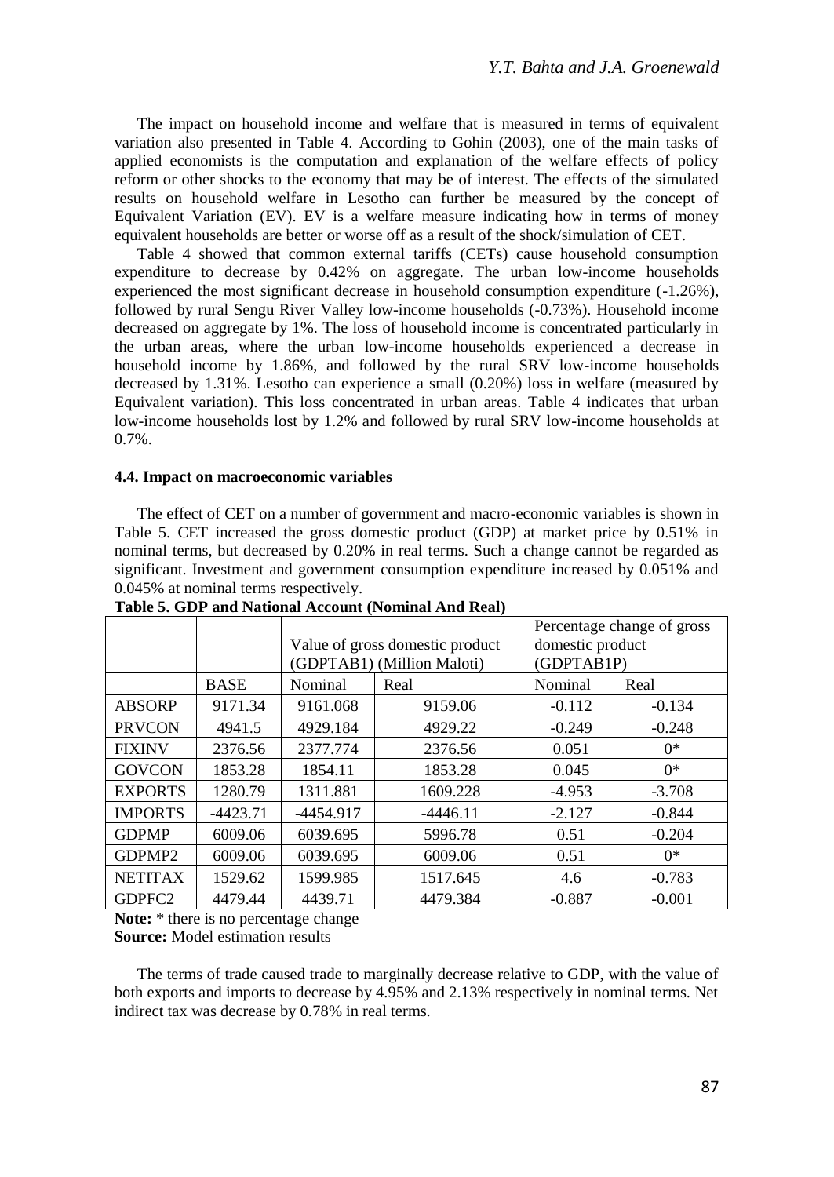The impact on household income and welfare that is measured in terms of equivalent variation also presented in Table 4. According to Gohin (2003), one of the main tasks of applied economists is the computation and explanation of the welfare effects of policy reform or other shocks to the economy that may be of interest. The effects of the simulated results on household welfare in Lesotho can further be measured by the concept of Equivalent Variation (EV). EV is a welfare measure indicating how in terms of money equivalent households are better or worse off as a result of the shock/simulation of CET.

Table 4 showed that common external tariffs (CETs) cause household consumption expenditure to decrease by 0.42% on aggregate. The urban low-income households experienced the most significant decrease in household consumption expenditure (-1.26%), followed by rural Sengu River Valley low-income households (-0.73%). Household income decreased on aggregate by 1%. The loss of household income is concentrated particularly in the urban areas, where the urban low-income households experienced a decrease in household income by 1.86%, and followed by the rural SRV low-income households decreased by 1.31%. Lesotho can experience a small (0.20%) loss in welfare (measured by Equivalent variation). This loss concentrated in urban areas. Table 4 indicates that urban low-income households lost by 1.2% and followed by rural SRV low-income households at 0.7%.

#### 4.4. Impact on macroeconomic variables

The effect of CET on a number of government and macro-economic variables is shown in Table 5. CET increased the gross domestic product (GDP) at market price by 0.51% in nominal terms, but decreased by 0.20% in real terms. Such a change cannot be regarded as significant. Investment and government consumption expenditure increased by 0.051% and 0.045% at nominal terms respectively.

**Table 5. GDP and National Account (Nominal And Real)**

| | | Value of gross domestic product (GDPTAB1) (Million Maloti) | | Percentage change of gross domestic product (GDPTAB1P) | |
|---|---|---|---|---|---|
| | BASE | Nominal | Real | Nominal | Real |
| ABSORP | 9171.34 | 9161.068 | 9159.06 | -0.112 | -0.134 |
| PRVCON | 4941.5 | 4929.184 | 4929.22 | -0.249 | -0.248 |
| FIXINV | 2376.56 | 2377.774 | 2376.56 | 0.051 | 0* |
| GOVCON | 1853.28 | 1854.11 | 1853.28 | 0.045 | 0* |
| EXPORTS | 1280.79 | 1311.881 | 1609.228 | -4.953 | -3.708 |
| IMPORTS | -4423.71 | -4454.917 | -4446.11 | -2.127 | -0.844 |
| GDPMP | 6009.06 | 6039.695 | 5996.78 | 0.51 | -0.204 |
| GDPMP2 | 6009.06 | 6039.695 | 6009.06 | 0.51 | 0* |
| NETITAX | 1529.62 | 1599.985 | 1517.645 | 4.6 | -0.783 |
| GDPFC2 | 4479.44 | 4439.71 | 4479.384 | -0.887 | -0.001 |

**Note:** * there is no percentage change
**Source:** Model estimation results

The terms of trade caused trade to marginally decrease relative to GDP, with the value of both exports and imports to decrease by 4.95% and 2.13% respectively in nominal terms. Net indirect tax was decrease by 0.78% in real terms.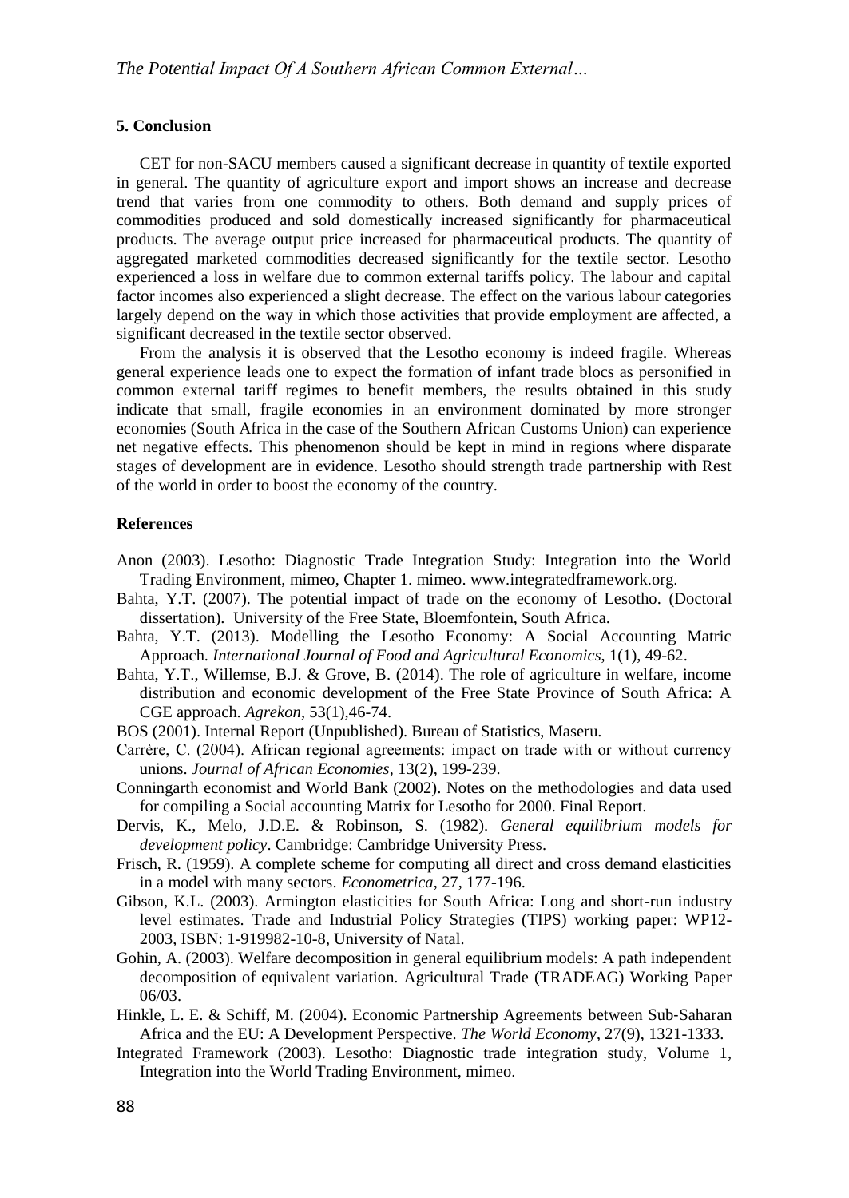## 5. Conclusion

CET for non-SACU members caused a significant decrease in quantity of textile exported in general. The quantity of agriculture export and import shows an increase and decrease trend that varies from one commodity to others. Both demand and supply prices of commodities produced and sold domestically increased significantly for pharmaceutical products. The average output price increased for pharmaceutical products. The quantity of aggregated marketed commodities decreased significantly for the textile sector. Lesotho experienced a loss in welfare due to common external tariffs policy. The labour and capital factor incomes also experienced a slight decrease. The effect on the various labour categories largely depend on the way in which those activities that provide employment are affected, a significant decreased in the textile sector observed.

From the analysis it is observed that the Lesotho economy is indeed fragile. Whereas general experience leads one to expect the formation of infant trade blocs as personified in common external tariff regimes to benefit members, the results obtained in this study indicate that small, fragile economies in an environment dominated by more stronger economies (South Africa in the case of the Southern African Customs Union) can experience net negative effects. This phenomenon should be kept in mind in regions where disparate stages of development are in evidence. Lesotho should strength trade partnership with Rest of the world in order to boost the economy of the country.

## References

Anon (2003). Lesotho: Diagnostic Trade Integration Study: Integration into the World Trading Environment, mimeo, Chapter 1. mimeo. www.integratedframework.org.

Bahta, Y.T. (2007). The potential impact of trade on the economy of Lesotho. (Doctoral dissertation). University of the Free State, Bloemfontein, South Africa.

Bahta, Y.T. (2013). Modelling the Lesotho Economy: A Social Accounting Matric Approach. *International Journal of Food and Agricultural Economics*, 1(1), 49-62.

Bahta, Y.T., Willemse, B.J. & Grove, B. (2014). The role of agriculture in welfare, income distribution and economic development of the Free State Province of South Africa: A CGE approach. *Agrekon*, 53(1),46-74.

BOS (2001). Internal Report (Unpublished). Bureau of Statistics, Maseru.

Carrère, C. (2004). African regional agreements: impact on trade with or without currency unions. *Journal of African Economies*, 13(2), 199-239.

Conningarth economist and World Bank (2002). Notes on the methodologies and data used for compiling a Social accounting Matrix for Lesotho for 2000. Final Report.

Dervis, K., Melo, J.D.E. & Robinson, S. (1982). *General equilibrium models for development policy*. Cambridge: Cambridge University Press.

Frisch, R. (1959). A complete scheme for computing all direct and cross demand elasticities in a model with many sectors. *Econometrica*, 27, 177-196.

Gibson, K.L. (2003). Armington elasticities for South Africa: Long and short-run industry level estimates. Trade and Industrial Policy Strategies (TIPS) working paper: WP12-2003, ISBN: 1-919982-10-8, University of Natal.

Gohin, A. (2003). Welfare decomposition in general equilibrium models: A path independent decomposition of equivalent variation. Agricultural Trade (TRADEAG) Working Paper 06/03.

Hinkle, L. E. & Schiff, M. (2004). Economic Partnership Agreements between Sub-Saharan Africa and the EU: A Development Perspective. *The World Economy*, 27(9), 1321-1333.

Integrated Framework (2003). Lesotho: Diagnostic trade integration study, Volume 1, Integration into the World Trading Environment, mimeo.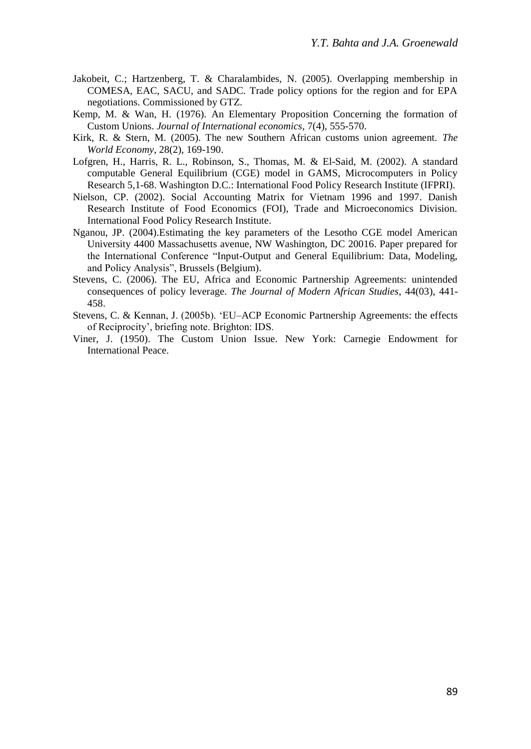Jakobeit, C.; Hartzenberg, T. & Charalambides, N. (2005). Overlapping membership in COMESA, EAC, SACU, and SADC. Trade policy options for the region and for EPA negotiations. Commissioned by GTZ.

Kemp, M. & Wan, H. (1976). An Elementary Proposition Concerning the formation of Custom Unions. *Journal of International economics*, 7(4), 555-570.

Kirk, R. & Stern, M. (2005). The new Southern African customs union agreement. *The World Economy*, 28(2), 169-190.

Lofgren, H., Harris, R. L., Robinson, S., Thomas, M. & El-Said, M. (2002). A standard computable General Equilibrium (CGE) model in GAMS, Microcomputers in Policy Research 5,1-68. Washington D.C.: International Food Policy Research Institute (IFPRI).

Nielson, CP. (2002). Social Accounting Matrix for Vietnam 1996 and 1997. Danish Research Institute of Food Economics (FOI), Trade and Microeconomics Division. International Food Policy Research Institute.

Nganou, JP. (2004).Estimating the key parameters of the Lesotho CGE model American University 4400 Massachusetts avenue, NW Washington, DC 20016. Paper prepared for the International Conference "Input-Output and General Equilibrium: Data, Modeling, and Policy Analysis", Brussels (Belgium).

Stevens, C. (2006). The EU, Africa and Economic Partnership Agreements: unintended consequences of policy leverage. *The Journal of Modern African Studies*, 44(03), 441-458.

Stevens, C. & Kennan, J. (2005b). 'EU–ACP Economic Partnership Agreements: the effects of Reciprocity', briefing note. Brighton: IDS.

Viner, J. (1950). The Custom Union Issue. New York: Carnegie Endowment for International Peace.